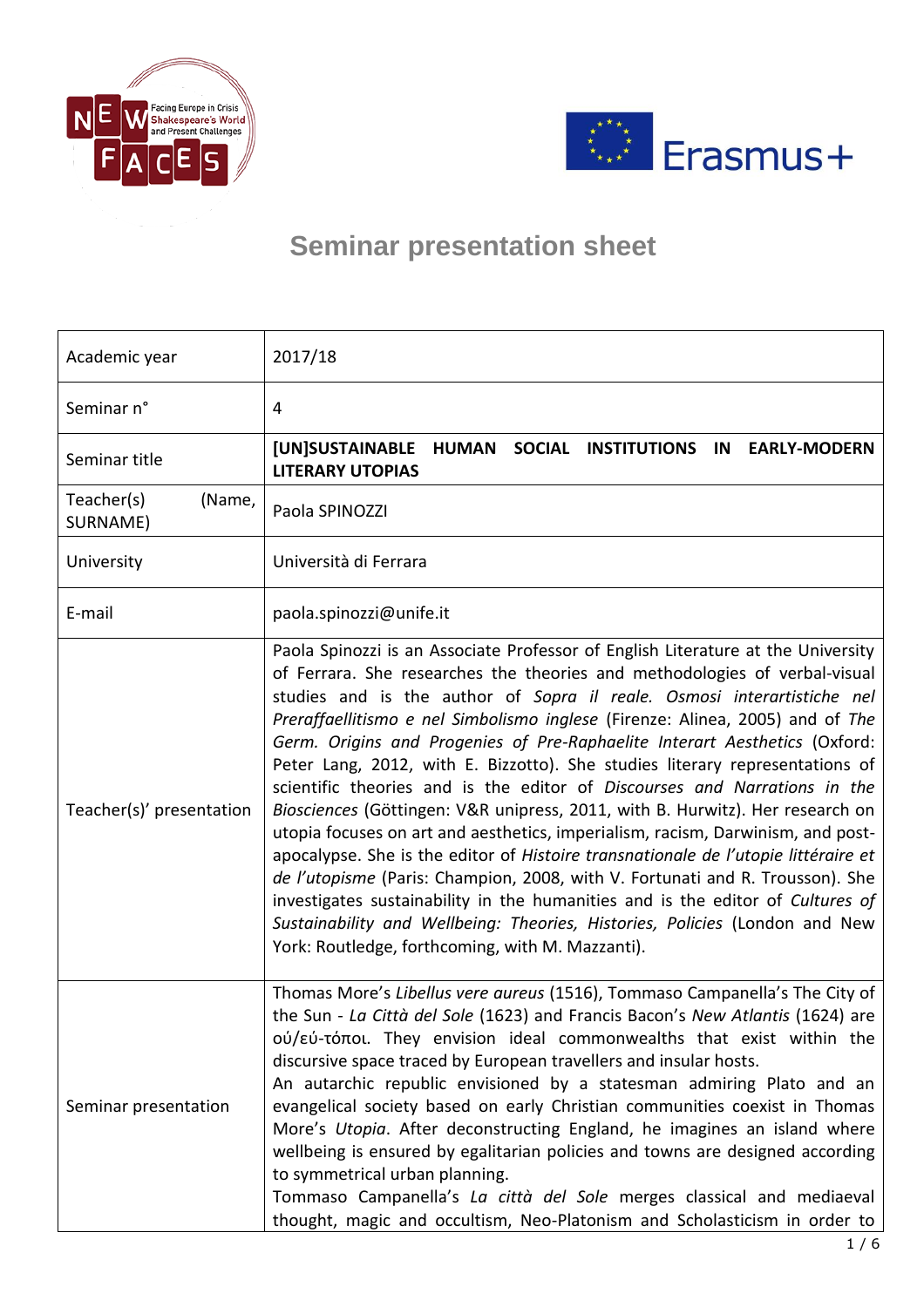# Seminar presentation sheet

| | |
|---|---|
| Academic year | 2017/18 |
| Seminar n° | 4 |
| Seminar title | **[UN]SUSTAINABLE HUMAN SOCIAL INSTITUTIONS IN EARLY-MODERN LITERARY UTOPIAS** |
| Teacher(s) (Name, SURNAME) | Paola SPINOZZI |
| University | Università di Ferrara |
| E-mail | paola.spinozzi@unife.it |
| Teacher(s)' presentation | Paola Spinozzi is an Associate Professor of English Literature at the University of Ferrara. She researches the theories and methodologies of verbal-visual studies and is the author of *Sopra il reale. Osmosi interartistiche nel Preraffaellitismo e nel Simbolismo inglese* (Firenze: Alinea, 2005) and of *The Germ. Origins and Progenies of Pre-Raphaelite Interart Aesthetics* (Oxford: Peter Lang, 2012, with E. Bizzotto). She studies literary representations of scientific theories and is the editor of *Discourses and Narrations in the Biosciences* (Göttingen: V&R unipress, 2011, with B. Hurwitz). Her research on utopia focuses on art and aesthetics, imperialism, racism, Darwinism, and post-apocalypse. She is the editor of *Histoire transnationale de l'utopie littéraire et de l'utopisme* (Paris: Champion, 2008, with V. Fortunati and R. Trousson). She investigates sustainability in the humanities and is the editor of *Cultures of Sustainability and Wellbeing: Theories, Histories, Policies* (London and New York: Routledge, forthcoming, with M. Mazzanti). |
| Seminar presentation | Thomas More's *Libellus vere aureus* (1516), Tommaso Campanella's The City of the Sun - *La Città del Sole* (1623) and Francis Bacon's *New Atlantis* (1624) are ού/εύ-τόποι. They envision ideal commonwealths that exist within the discursive space traced by European travellers and insular hosts.<br>An autarchic republic envisioned by a statesman admiring Plato and an evangelical society based on early Christian communities coexist in Thomas More's *Utopia*. After deconstructing England, he imagines an island where wellbeing is ensured by egalitarian policies and towns are designed according to symmetrical urban planning.<br>Tommaso Campanella's *La città del Sole* merges classical and mediaeval thought, magic and occultism, Neo-Platonism and Scholasticism in order to |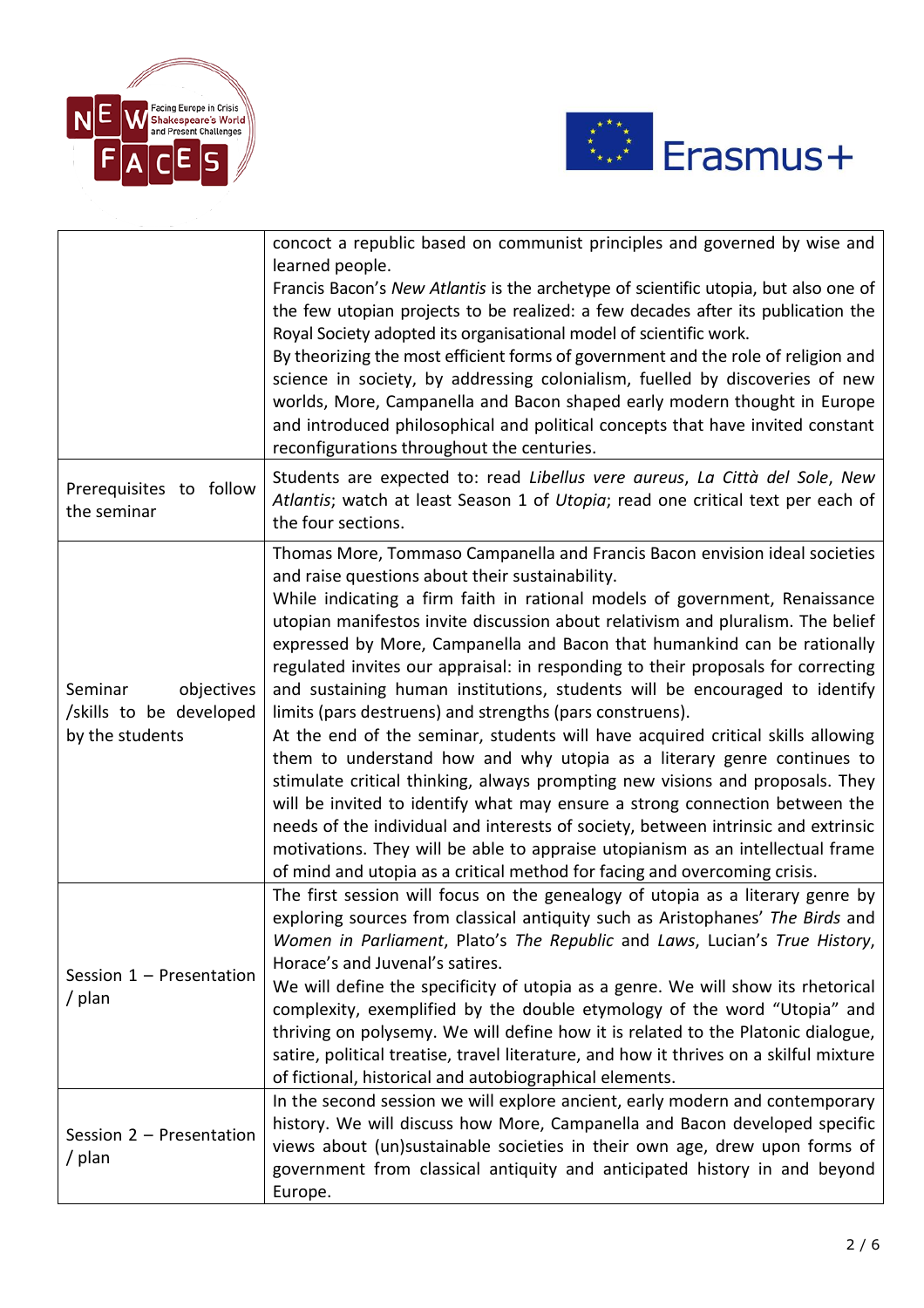| | |
|---|---|
| | concoct a republic based on communist principles and governed by wise and learned people.<br>Francis Bacon's *New Atlantis* is the archetype of scientific utopia, but also one of the few utopian projects to be realized: a few decades after its publication the Royal Society adopted its organisational model of scientific work.<br>By theorizing the most efficient forms of government and the role of religion and science in society, by addressing colonialism, fuelled by discoveries of new worlds, More, Campanella and Bacon shaped early modern thought in Europe and introduced philosophical and political concepts that have invited constant reconfigurations throughout the centuries. |
| Prerequisites to follow the seminar | Students are expected to: read *Libellus vere aureus*, *La Città del Sole*, *New Atlantis*; watch at least Season 1 of *Utopia*; read one critical text per each of the four sections. |
| Seminar objectives /skills to be developed by the students | Thomas More, Tommaso Campanella and Francis Bacon envision ideal societies and raise questions about their sustainability.<br>While indicating a firm faith in rational models of government, Renaissance utopian manifestos invite discussion about relativism and pluralism. The belief expressed by More, Campanella and Bacon that humankind can be rationally regulated invites our appraisal: in responding to their proposals for correcting and sustaining human institutions, students will be encouraged to identify limits (pars destruens) and strengths (pars construens).<br>At the end of the seminar, students will have acquired critical skills allowing them to understand how and why utopia as a literary genre continues to stimulate critical thinking, always prompting new visions and proposals. They will be invited to identify what may ensure a strong connection between the needs of the individual and interests of society, between intrinsic and extrinsic motivations. They will be able to appraise utopianism as an intellectual frame of mind and utopia as a critical method for facing and overcoming crisis. |
| Session 1 – Presentation / plan | The first session will focus on the genealogy of utopia as a literary genre by exploring sources from classical antiquity such as Aristophanes' *The Birds* and *Women in Parliament*, Plato's *The Republic* and *Laws*, Lucian's *True History*, Horace's and Juvenal's satires.<br>We will define the specificity of utopia as a genre. We will show its rhetorical complexity, exemplified by the double etymology of the word "Utopia" and thriving on polysemy. We will define how it is related to the Platonic dialogue, satire, political treatise, travel literature, and how it thrives on a skilful mixture of fictional, historical and autobiographical elements. |
| Session 2 – Presentation / plan | In the second session we will explore ancient, early modern and contemporary history. We will discuss how More, Campanella and Bacon developed specific views about (un)sustainable societies in their own age, drew upon forms of government from classical antiquity and anticipated history in and beyond Europe. |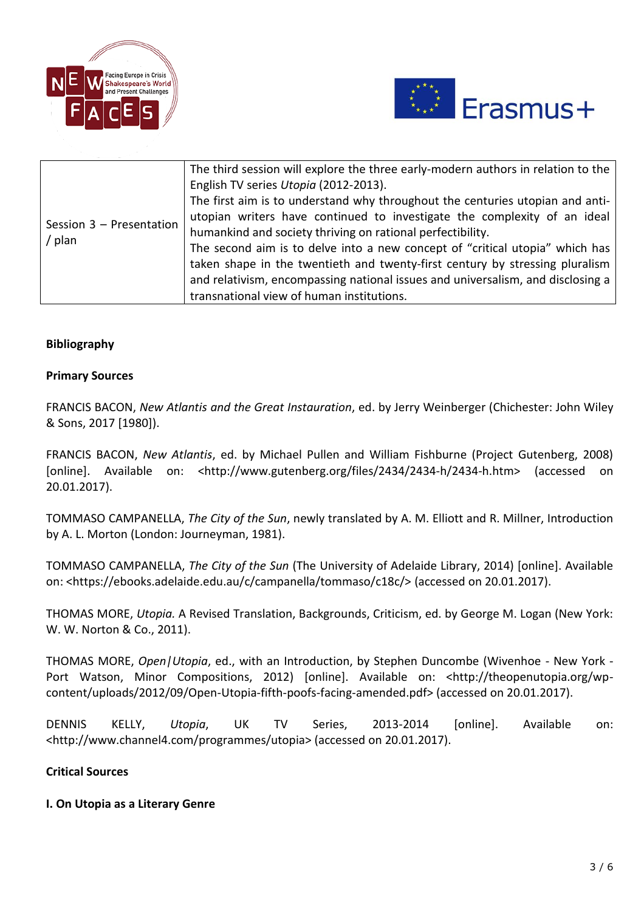| | |
|---|---|
| Session 3 – Presentation / plan | The third session will explore the three early-modern authors in relation to the English TV series *Utopia* (2012-2013). The first aim is to understand why throughout the centuries utopian and anti-utopian writers have continued to investigate the complexity of an ideal humankind and society thriving on rational perfectibility. The second aim is to delve into a new concept of "critical utopia" which has taken shape in the twentieth and twenty-first century by stressing pluralism and relativism, encompassing national issues and universalism, and disclosing a transnational view of human institutions. |

**Bibliography**

**Primary Sources**

FRANCIS BACON, *New Atlantis and the Great Instauration*, ed. by Jerry Weinberger (Chichester: John Wiley & Sons, 2017 [1980]).

FRANCIS BACON, *New Atlantis*, ed. by Michael Pullen and William Fishburne (Project Gutenberg, 2008) [online]. Available on: <http://www.gutenberg.org/files/2434/2434-h/2434-h.htm> (accessed on 20.01.2017).

TOMMASO CAMPANELLA, *The City of the Sun*, newly translated by A. M. Elliott and R. Millner, Introduction by A. L. Morton (London: Journeyman, 1981).

TOMMASO CAMPANELLA, *The City of the Sun* (The University of Adelaide Library, 2014) [online]. Available on: <https://ebooks.adelaide.edu.au/c/campanella/tommaso/c18c/> (accessed on 20.01.2017).

THOMAS MORE, *Utopia.* A Revised Translation, Backgrounds, Criticism, ed. by George M. Logan (New York: W. W. Norton & Co., 2011).

THOMAS MORE, *Open|Utopia*, ed., with an Introduction, by Stephen Duncombe (Wivenhoe - New York - Port Watson, Minor Compositions, 2012) [online]. Available on: <http://theopenutopia.org/wp-content/uploads/2012/09/Open-Utopia-fifth-poofs-facing-amended.pdf> (accessed on 20.01.2017).

DENNIS KELLY, *Utopia*, UK TV Series, 2013-2014 [online]. Available on: <http://www.channel4.com/programmes/utopia> (accessed on 20.01.2017).

**Critical Sources**

**I. On Utopia as a Literary Genre**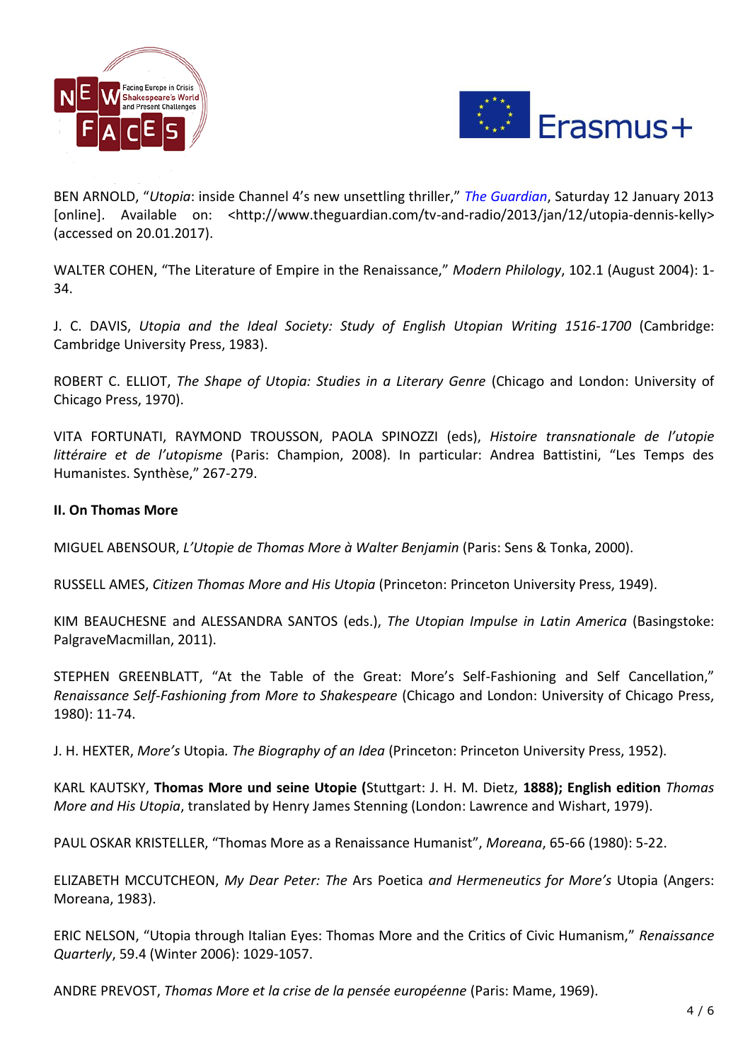BEN ARNOLD, "*Utopia*: inside Channel 4's new unsettling thriller," *The Guardian*, Saturday 12 January 2013 [online]. Available on: <http://www.theguardian.com/tv-and-radio/2013/jan/12/utopia-dennis-kelly> (accessed on 20.01.2017).

WALTER COHEN, "The Literature of Empire in the Renaissance," *Modern Philology*, 102.1 (August 2004): 1-34.

J. C. DAVIS, *Utopia and the Ideal Society: Study of English Utopian Writing 1516-1700* (Cambridge: Cambridge University Press, 1983).

ROBERT C. ELLIOT, *The Shape of Utopia: Studies in a Literary Genre* (Chicago and London: University of Chicago Press, 1970).

VITA FORTUNATI, RAYMOND TROUSSON, PAOLA SPINOZZI (eds), *Histoire transnationale de l'utopie littéraire et de l'utopisme* (Paris: Champion, 2008). In particular: Andrea Battistini, "Les Temps des Humanistes. Synthèse," 267-279.

**II. On Thomas More**

MIGUEL ABENSOUR, *L'Utopie de Thomas More à Walter Benjamin* (Paris: Sens & Tonka, 2000).

RUSSELL AMES, *Citizen Thomas More and His Utopia* (Princeton: Princeton University Press, 1949).

KIM BEAUCHESNE and ALESSANDRA SANTOS (eds.), *The Utopian Impulse in Latin America* (Basingstoke: PalgraveMacmillan, 2011).

STEPHEN GREENBLATT, "At the Table of the Great: More's Self-Fashioning and Self Cancellation," *Renaissance Self-Fashioning from More to Shakespeare* (Chicago and London: University of Chicago Press, 1980): 11-74.

J. H. HEXTER, *More's* Utopia*. The Biography of an Idea* (Princeton: Princeton University Press, 1952).

KARL KAUTSKY, **Thomas More und seine Utopie (**Stuttgart: J. H. M. Dietz, **1888); English edition** *Thomas More and His Utopia*, translated by Henry James Stenning (London: Lawrence and Wishart, 1979).

PAUL OSKAR KRISTELLER, "Thomas More as a Renaissance Humanist", *Moreana*, 65-66 (1980): 5-22.

ELIZABETH MCCUTCHEON, *My Dear Peter: The* Ars Poetica *and Hermeneutics for More's* Utopia (Angers: Moreana, 1983).

ERIC NELSON, "Utopia through Italian Eyes: Thomas More and the Critics of Civic Humanism," *Renaissance Quarterly*, 59.4 (Winter 2006): 1029-1057.

ANDRE PREVOST, *Thomas More et la crise de la pensée européenne* (Paris: Mame, 1969).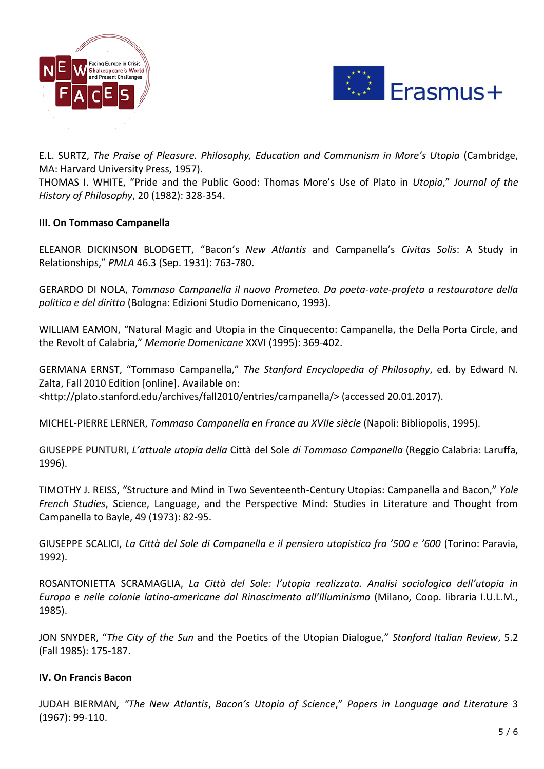E.L. SURTZ, *The Praise of Pleasure. Philosophy, Education and Communism in More's Utopia* (Cambridge, MA: Harvard University Press, 1957).
THOMAS I. WHITE, "Pride and the Public Good: Thomas More's Use of Plato in *Utopia*," *Journal of the History of Philosophy*, 20 (1982): 328-354.

**III. On Tommaso Campanella**

ELEANOR DICKINSON BLODGETT, "Bacon's *New Atlantis* and Campanella's *Civitas Solis*: A Study in Relationships," *PMLA* 46.3 (Sep. 1931): 763-780.

GERARDO DI NOLA, *Tommaso Campanella il nuovo Prometeo. Da poeta-vate-profeta a restauratore della politica e del diritto* (Bologna: Edizioni Studio Domenicano, 1993).

WILLIAM EAMON, "Natural Magic and Utopia in the Cinquecento: Campanella, the Della Porta Circle, and the Revolt of Calabria," *Memorie Domenicane* XXVI (1995): 369-402.

GERMANA ERNST, "Tommaso Campanella," *The Stanford Encyclopedia of Philosophy*, ed. by Edward N. Zalta, Fall 2010 Edition [online]. Available on: <http://plato.stanford.edu/archives/fall2010/entries/campanella/> (accessed 20.01.2017).

MICHEL-PIERRE LERNER, *Tommaso Campanella en France au XVIIe siècle* (Napoli: Bibliopolis, 1995).

GIUSEPPE PUNTURI, *L'attuale utopia della* Città del Sole *di Tommaso Campanella* (Reggio Calabria: Laruffa, 1996).

TIMOTHY J. REISS, "Structure and Mind in Two Seventeenth-Century Utopias: Campanella and Bacon," *Yale French Studies*, Science, Language, and the Perspective Mind: Studies in Literature and Thought from Campanella to Bayle, 49 (1973): 82-95.

GIUSEPPE SCALICI, *La Città del Sole di Campanella e il pensiero utopistico fra '500 e '600* (Torino: Paravia, 1992).

ROSANTONIETTA SCRAMAGLIA, *La Città del Sole: l'utopia realizzata. Analisi sociologica dell'utopia in Europa e nelle colonie latino-americane dal Rinascimento all'Illuminismo* (Milano, Coop. libraria I.U.L.M., 1985).

JON SNYDER, "*The City of the Sun* and the Poetics of the Utopian Dialogue," *Stanford Italian Review*, 5.2 (Fall 1985): 175-187.

**IV. On Francis Bacon**

JUDAH BIERMAN, *"The New Atlantis*, *Bacon's Utopia of Science*," *Papers in Language and Literature* 3 (1967): 99-110.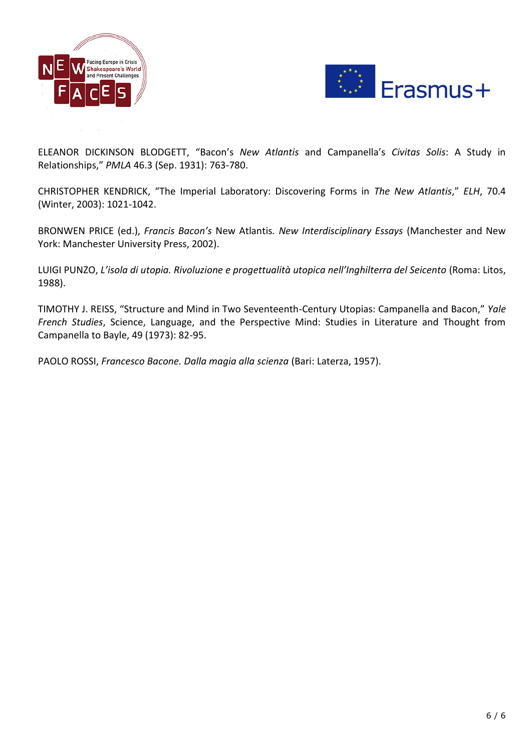ELEANOR DICKINSON BLODGETT, “Bacon’s *New Atlantis* and Campanella’s *Civitas Solis*: A Study in Relationships,” *PMLA* 46.3 (Sep. 1931): 763-780.

CHRISTOPHER KENDRICK, “The Imperial Laboratory: Discovering Forms in *The New Atlantis*,” *ELH*, 70.4 (Winter, 2003): 1021-1042.

BRONWEN PRICE (ed.), *Francis Bacon’s* New Atlantis*. New Interdisciplinary Essays* (Manchester and New York: Manchester University Press, 2002).

LUIGI PUNZO, *L’isola di utopia. Rivoluzione e progettualità utopica nell’Inghilterra del Seicento* (Roma: Litos, 1988).

TIMOTHY J. REISS, “Structure and Mind in Two Seventeenth-Century Utopias: Campanella and Bacon,” *Yale French Studies*, Science, Language, and the Perspective Mind: Studies in Literature and Thought from Campanella to Bayle, 49 (1973): 82-95.

PAOLO ROSSI, *Francesco Bacone. Dalla magia alla scienza* (Bari: Laterza, 1957).